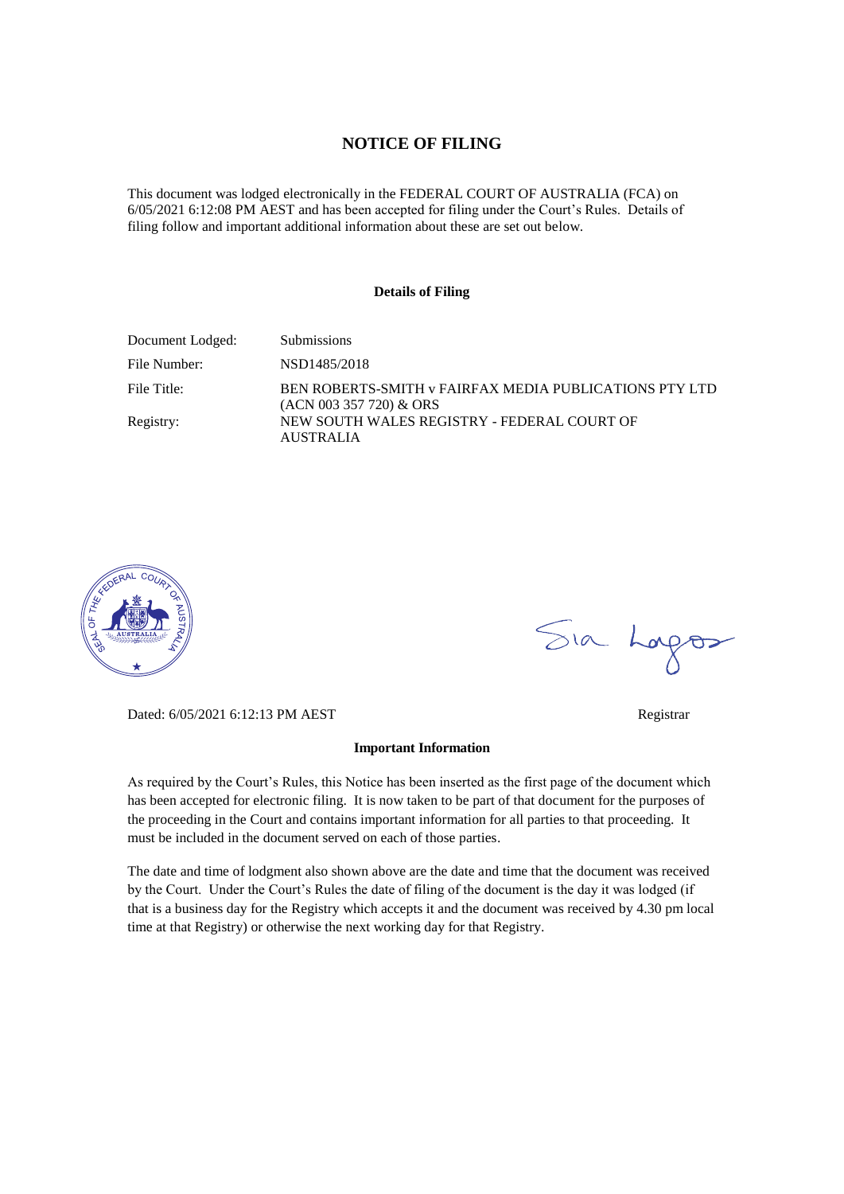# NOTICE OF FILING

This document was lodged electronically in the FEDERAL COURT OF AUSTRALIA (FCA) on 6/05/2021 6:12:08 PM AEST and has been accepted for filing under the Court's Rules. Details of filing follow and important additional information about these are set out below.

## Details of Filing

| | |
|---|---|
| Document Lodged: | Submissions |
| File Number: | NSD1485/2018 |
| File Title: | BEN ROBERTS-SMITH v FAIRFAX MEDIA PUBLICATIONS PTY LTD (ACN 003 357 720) & ORS |
| Registry: | NEW SOUTH WALES REGISTRY - FEDERAL COURT OF AUSTRALIA |

Dated: 6/05/2021 6:12:13 PM AEST

Registrar

## Important Information

As required by the Court's Rules, this Notice has been inserted as the first page of the document which has been accepted for electronic filing. It is now taken to be part of that document for the purposes of the proceeding in the Court and contains important information for all parties to that proceeding. It must be included in the document served on each of those parties.

The date and time of lodgment also shown above are the date and time that the document was received by the Court. Under the Court's Rules the date of filing of the document is the day it was lodged (if that is a business day for the Registry which accepts it and the document was received by 4.30 pm local time at that Registry) or otherwise the next working day for that Registry.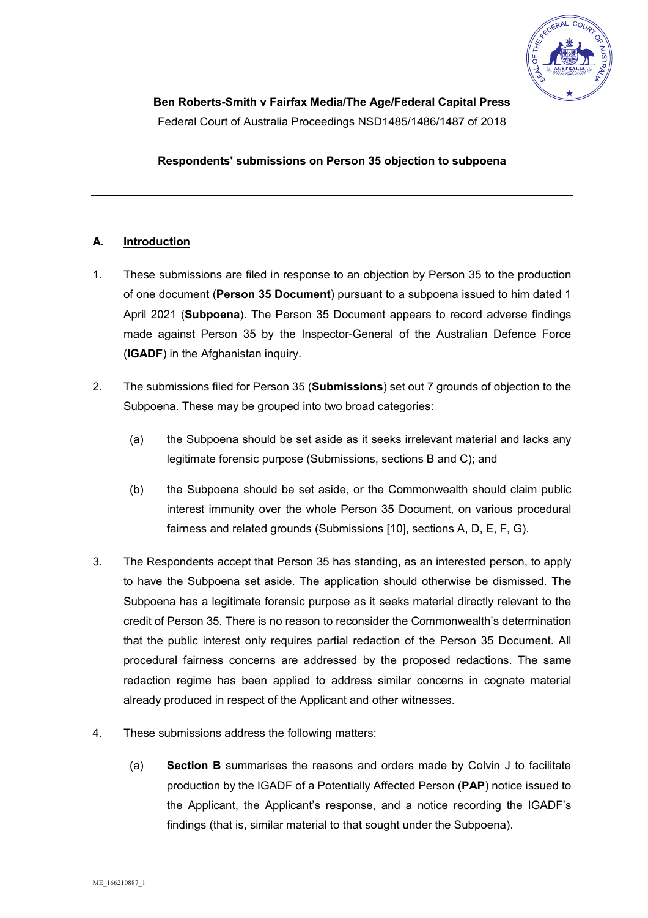**Ben Roberts-Smith v Fairfax Media/The Age/Federal Capital Press**

Federal Court of Australia Proceedings NSD1485/1486/1487 of 2018

**Respondents' submissions on Person 35 objection to subpoena**

---

## A. Introduction

1. These submissions are filed in response to an objection by Person 35 to the production of one document (**Person 35 Document**) pursuant to a subpoena issued to him dated 1 April 2021 (**Subpoena**). The Person 35 Document appears to record adverse findings made against Person 35 by the Inspector-General of the Australian Defence Force (**IGADF**) in the Afghanistan inquiry.

2. The submissions filed for Person 35 (**Submissions**) set out 7 grounds of objection to the Subpoena. These may be grouped into two broad categories:

   (a) the Subpoena should be set aside as it seeks irrelevant material and lacks any legitimate forensic purpose (Submissions, sections B and C); and

   (b) the Subpoena should be set aside, or the Commonwealth should claim public interest immunity over the whole Person 35 Document, on various procedural fairness and related grounds (Submissions [10], sections A, D, E, F, G).

3. The Respondents accept that Person 35 has standing, as an interested person, to apply to have the Subpoena set aside. The application should otherwise be dismissed. The Subpoena has a legitimate forensic purpose as it seeks material directly relevant to the credit of Person 35. There is no reason to reconsider the Commonwealth's determination that the public interest only requires partial redaction of the Person 35 Document. All procedural fairness concerns are addressed by the proposed redactions. The same redaction regime has been applied to address similar concerns in cognate material already produced in respect of the Applicant and other witnesses.

4. These submissions address the following matters:

   (a) **Section B** summarises the reasons and orders made by Colvin J to facilitate production by the IGADF of a Potentially Affected Person (**PAP**) notice issued to the Applicant, the Applicant's response, and a notice recording the IGADF's findings (that is, similar material to that sought under the Subpoena).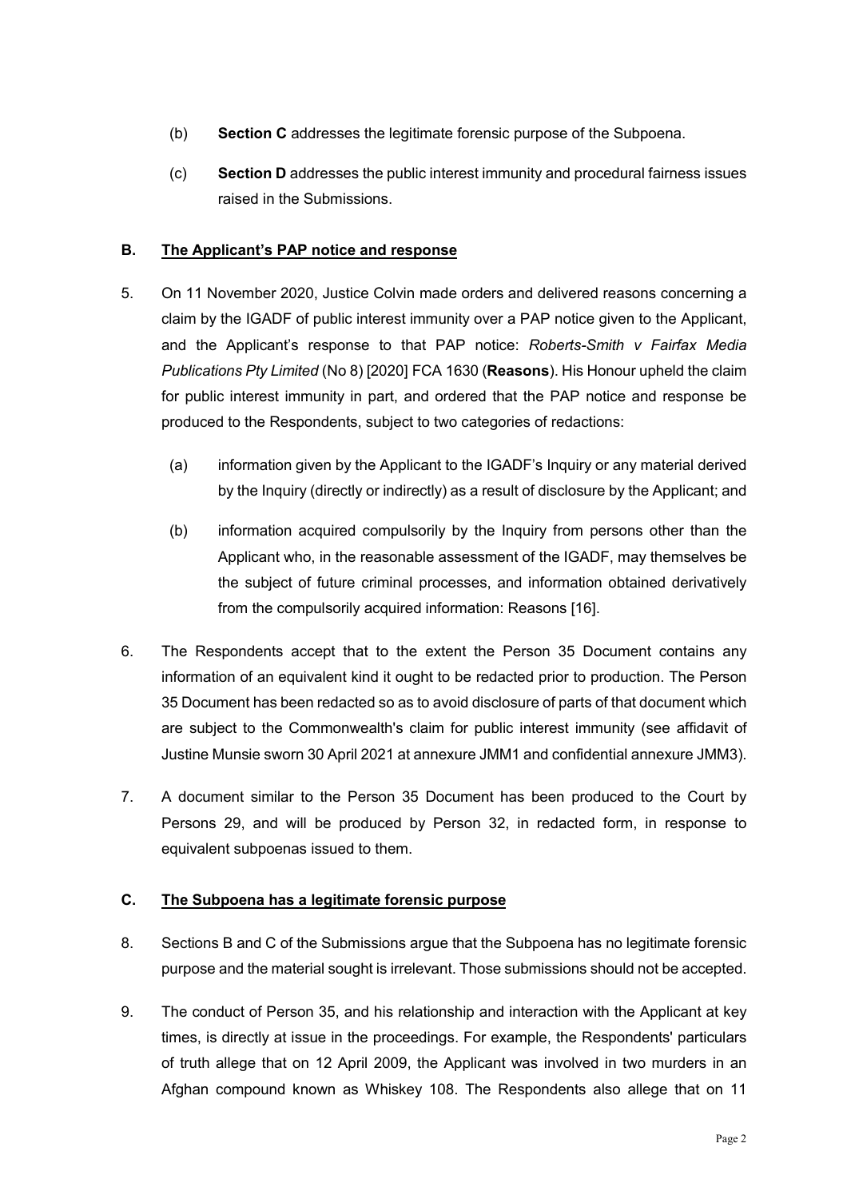(b) **Section C** addresses the legitimate forensic purpose of the Subpoena.

(c) **Section D** addresses the public interest immunity and procedural fairness issues raised in the Submissions.

## B. The Applicant's PAP notice and response

5. On 11 November 2020, Justice Colvin made orders and delivered reasons concerning a claim by the IGADF of public interest immunity over a PAP notice given to the Applicant, and the Applicant's response to that PAP notice: *Roberts-Smith v Fairfax Media Publications Pty Limited* (No 8) [2020] FCA 1630 (**Reasons**). His Honour upheld the claim for public interest immunity in part, and ordered that the PAP notice and response be produced to the Respondents, subject to two categories of redactions:

   (a) information given by the Applicant to the IGADF's Inquiry or any material derived by the Inquiry (directly or indirectly) as a result of disclosure by the Applicant; and

   (b) information acquired compulsorily by the Inquiry from persons other than the Applicant who, in the reasonable assessment of the IGADF, may themselves be the subject of future criminal processes, and information obtained derivatively from the compulsorily acquired information: Reasons [16].

6. The Respondents accept that to the extent the Person 35 Document contains any information of an equivalent kind it ought to be redacted prior to production. The Person 35 Document has been redacted so as to avoid disclosure of parts of that document which are subject to the Commonwealth's claim for public interest immunity (see affidavit of Justine Munsie sworn 30 April 2021 at annexure JMM1 and confidential annexure JMM3).

7. A document similar to the Person 35 Document has been produced to the Court by Persons 29, and will be produced by Person 32, in redacted form, in response to equivalent subpoenas issued to them.

## C. The Subpoena has a legitimate forensic purpose

8. Sections B and C of the Submissions argue that the Subpoena has no legitimate forensic purpose and the material sought is irrelevant. Those submissions should not be accepted.

9. The conduct of Person 35, and his relationship and interaction with the Applicant at key times, is directly at issue in the proceedings. For example, the Respondents' particulars of truth allege that on 12 April 2009, the Applicant was involved in two murders in an Afghan compound known as Whiskey 108. The Respondents also allege that on 11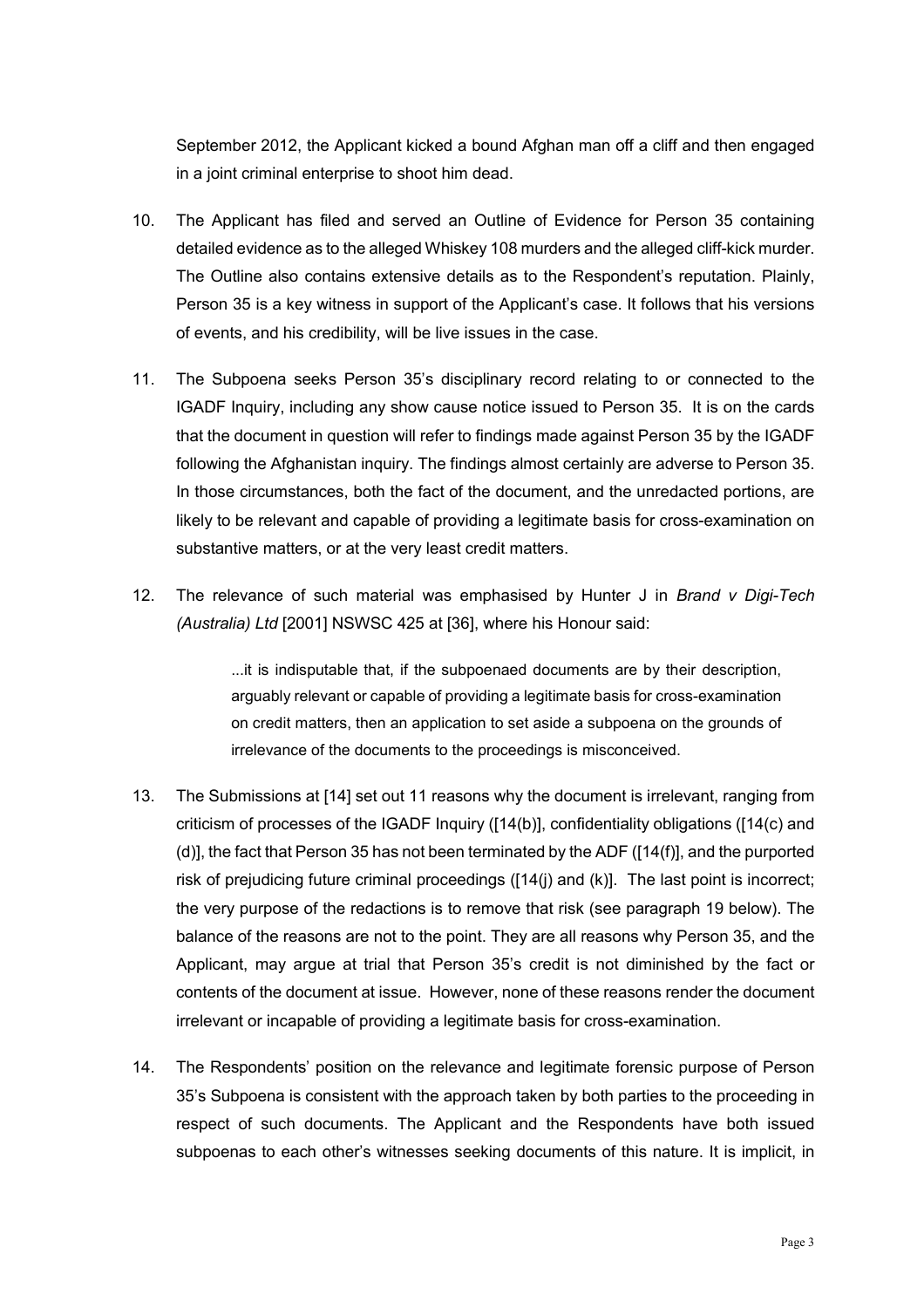September 2012, the Applicant kicked a bound Afghan man off a cliff and then engaged in a joint criminal enterprise to shoot him dead.

10. The Applicant has filed and served an Outline of Evidence for Person 35 containing detailed evidence as to the alleged Whiskey 108 murders and the alleged cliff-kick murder. The Outline also contains extensive details as to the Respondent's reputation. Plainly, Person 35 is a key witness in support of the Applicant's case. It follows that his versions of events, and his credibility, will be live issues in the case.

11. The Subpoena seeks Person 35's disciplinary record relating to or connected to the IGADF Inquiry, including any show cause notice issued to Person 35. It is on the cards that the document in question will refer to findings made against Person 35 by the IGADF following the Afghanistan inquiry. The findings almost certainly are adverse to Person 35. In those circumstances, both the fact of the document, and the unredacted portions, are likely to be relevant and capable of providing a legitimate basis for cross-examination on substantive matters, or at the very least credit matters.

12. The relevance of such material was emphasised by Hunter J in *Brand v Digi-Tech (Australia) Ltd* [2001] NSWSC 425 at [36], where his Honour said:

    > ...it is indisputable that, if the subpoenaed documents are by their description, arguably relevant or capable of providing a legitimate basis for cross-examination on credit matters, then an application to set aside a subpoena on the grounds of irrelevance of the documents to the proceedings is misconceived.

13. The Submissions at [14] set out 11 reasons why the document is irrelevant, ranging from criticism of processes of the IGADF Inquiry ([14(b)], confidentiality obligations ([14(c) and (d)], the fact that Person 35 has not been terminated by the ADF ([14(f)], and the purported risk of prejudicing future criminal proceedings ([14(j) and (k)]. The last point is incorrect; the very purpose of the redactions is to remove that risk (see paragraph 19 below). The balance of the reasons are not to the point. They are all reasons why Person 35, and the Applicant, may argue at trial that Person 35's credit is not diminished by the fact or contents of the document at issue. However, none of these reasons render the document irrelevant or incapable of providing a legitimate basis for cross-examination.

14. The Respondents' position on the relevance and legitimate forensic purpose of Person 35's Subpoena is consistent with the approach taken by both parties to the proceeding in respect of such documents. The Applicant and the Respondents have both issued subpoenas to each other's witnesses seeking documents of this nature. It is implicit, in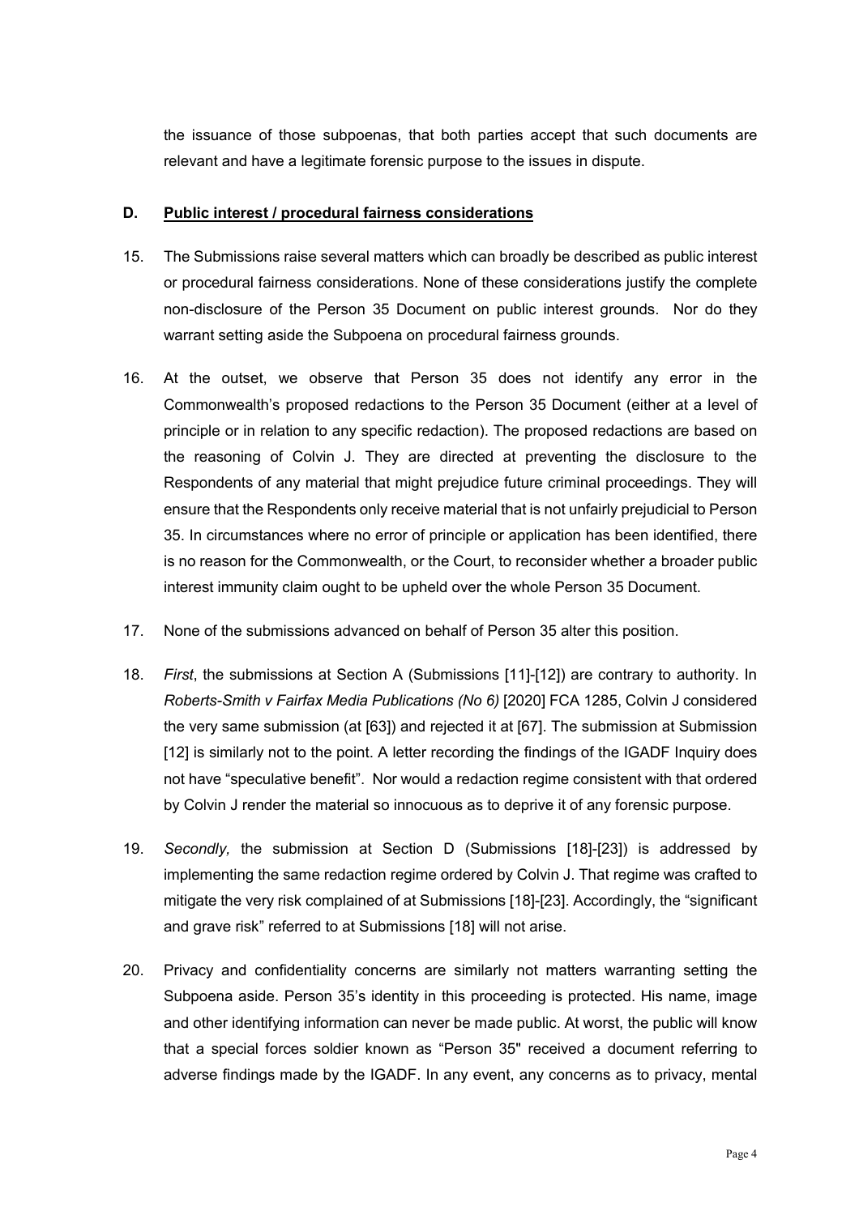the issuance of those subpoenas, that both parties accept that such documents are relevant and have a legitimate forensic purpose to the issues in dispute.

### D. Public interest / procedural fairness considerations

15. The Submissions raise several matters which can broadly be described as public interest or procedural fairness considerations. None of these considerations justify the complete non-disclosure of the Person 35 Document on public interest grounds. Nor do they warrant setting aside the Subpoena on procedural fairness grounds.

16. At the outset, we observe that Person 35 does not identify any error in the Commonwealth's proposed redactions to the Person 35 Document (either at a level of principle or in relation to any specific redaction). The proposed redactions are based on the reasoning of Colvin J. They are directed at preventing the disclosure to the Respondents of any material that might prejudice future criminal proceedings. They will ensure that the Respondents only receive material that is not unfairly prejudicial to Person 35. In circumstances where no error of principle or application has been identified, there is no reason for the Commonwealth, or the Court, to reconsider whether a broader public interest immunity claim ought to be upheld over the whole Person 35 Document.

17. None of the submissions advanced on behalf of Person 35 alter this position.

18. *First*, the submissions at Section A (Submissions [11]-[12]) are contrary to authority. In *Roberts-Smith v Fairfax Media Publications (No 6)* [2020] FCA 1285, Colvin J considered the very same submission (at [63]) and rejected it at [67]. The submission at Submission [12] is similarly not to the point. A letter recording the findings of the IGADF Inquiry does not have "speculative benefit". Nor would a redaction regime consistent with that ordered by Colvin J render the material so innocuous as to deprive it of any forensic purpose.

19. *Secondly,* the submission at Section D (Submissions [18]-[23]) is addressed by implementing the same redaction regime ordered by Colvin J. That regime was crafted to mitigate the very risk complained of at Submissions [18]-[23]. Accordingly, the "significant and grave risk" referred to at Submissions [18] will not arise.

20. Privacy and confidentiality concerns are similarly not matters warranting setting the Subpoena aside. Person 35's identity in this proceeding is protected. His name, image and other identifying information can never be made public. At worst, the public will know that a special forces soldier known as "Person 35" received a document referring to adverse findings made by the IGADF. In any event, any concerns as to privacy, mental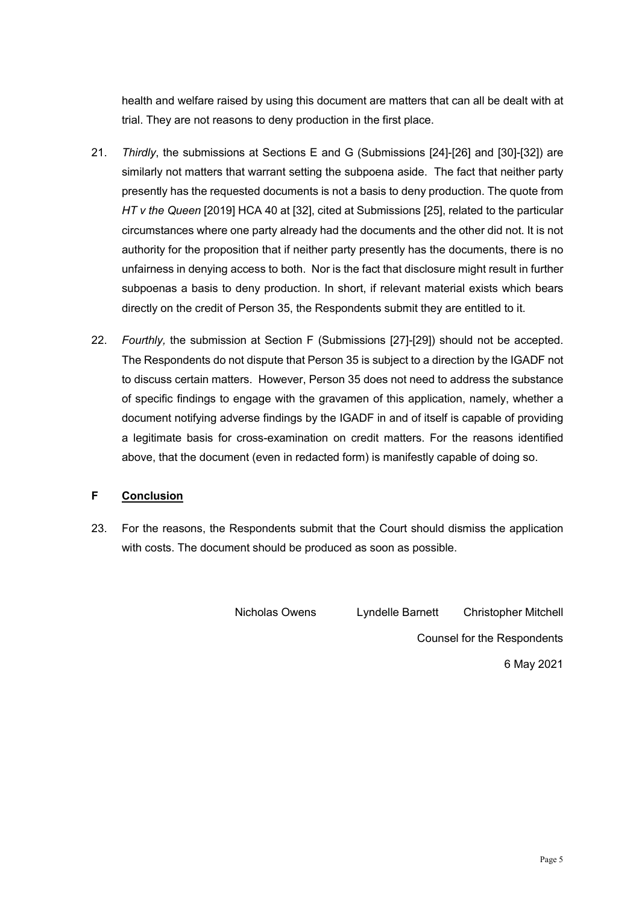health and welfare raised by using this document are matters that can all be dealt with at trial. They are not reasons to deny production in the first place.

21. *Thirdly*, the submissions at Sections E and G (Submissions [24]-[26] and [30]-[32]) are similarly not matters that warrant setting the subpoena aside. The fact that neither party presently has the requested documents is not a basis to deny production. The quote from *HT v the Queen* [2019] HCA 40 at [32], cited at Submissions [25], related to the particular circumstances where one party already had the documents and the other did not. It is not authority for the proposition that if neither party presently has the documents, there is no unfairness in denying access to both. Nor is the fact that disclosure might result in further subpoenas a basis to deny production. In short, if relevant material exists which bears directly on the credit of Person 35, the Respondents submit they are entitled to it.

22. *Fourthly,* the submission at Section F (Submissions [27]-[29]) should not be accepted. The Respondents do not dispute that Person 35 is subject to a direction by the IGADF not to discuss certain matters. However, Person 35 does not need to address the substance of specific findings to engage with the gravamen of this application, namely, whether a document notifying adverse findings by the IGADF in and of itself is capable of providing a legitimate basis for cross-examination on credit matters. For the reasons identified above, that the document (even in redacted form) is manifestly capable of doing so.

## F **Conclusion**

23. For the reasons, the Respondents submit that the Court should dismiss the application with costs. The document should be produced as soon as possible.

Nicholas Owens Lyndelle Barnett Christopher Mitchell

Counsel for the Respondents

6 May 2021